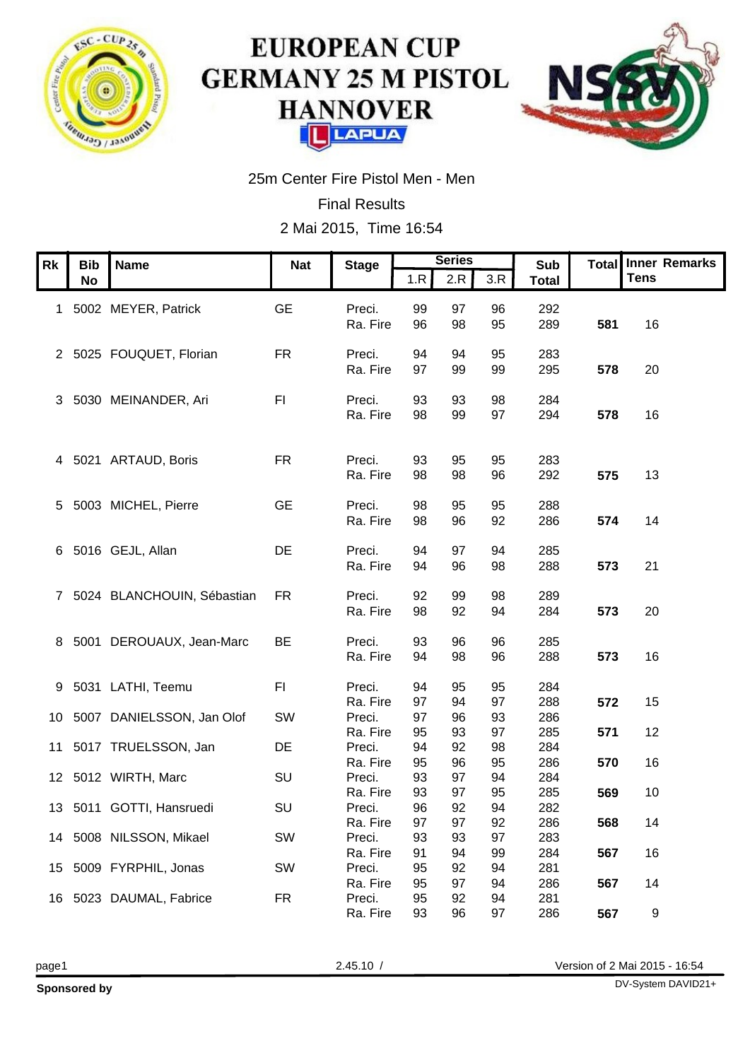# EUROPEAN CUP GERMANY 25 M PISTOL HANNOVER

LAPUA

25m Center Fire Pistol Men - Men

Final Results

2 Mai 2015, Time 16:54

| Rk | Bib No | Name | Nat | Stage | Series | | | Sub Total | Total | Inner Tens | Remarks |
|---|---|---|---|---|---|---|---|---|---|---|---|
| | | | | | 1.R | 2.R | 3.R | | | | |
| 1 | 5002 | MEYER, Patrick | GE | Preci. | 99 | 97 | 96 | 292 | | | |
| | | | | Ra. Fire | 96 | 98 | 95 | 289 | **581** | 16 | |
| 2 | 5025 | FOUQUET, Florian | FR | Preci. | 94 | 94 | 95 | 283 | | | |
| | | | | Ra. Fire | 97 | 99 | 99 | 295 | **578** | 20 | |
| 3 | 5030 | MEINANDER, Ari | FI | Preci. | 93 | 93 | 98 | 284 | | | |
| | | | | Ra. Fire | 98 | 99 | 97 | 294 | **578** | 16 | |
| 4 | 5021 | ARTAUD, Boris | FR | Preci. | 93 | 95 | 95 | 283 | | | |
| | | | | Ra. Fire | 98 | 98 | 96 | 292 | **575** | 13 | |
| 5 | 5003 | MICHEL, Pierre | GE | Preci. | 98 | 95 | 95 | 288 | | | |
| | | | | Ra. Fire | 98 | 96 | 92 | 286 | **574** | 14 | |
| 6 | 5016 | GEJL, Allan | DE | Preci. | 94 | 97 | 94 | 285 | | | |
| | | | | Ra. Fire | 94 | 96 | 98 | 288 | **573** | 21 | |
| 7 | 5024 | BLANCHOUIN, Sébastian | FR | Preci. | 92 | 99 | 98 | 289 | | | |
| | | | | Ra. Fire | 98 | 92 | 94 | 284 | **573** | 20 | |
| 8 | 5001 | DEROUAUX, Jean-Marc | BE | Preci. | 93 | 96 | 96 | 285 | | | |
| | | | | Ra. Fire | 94 | 98 | 96 | 288 | **573** | 16 | |
| 9 | 5031 | LATHI, Teemu | FI | Preci. | 94 | 95 | 95 | 284 | | | |
| | | | | Ra. Fire | 97 | 94 | 97 | 288 | **572** | 15 | |
| 10 | 5007 | DANIELSSON, Jan Olof | SW | Preci. | 97 | 96 | 93 | 286 | | | |
| | | | | Ra. Fire | 95 | 93 | 97 | 285 | **571** | 12 | |
| 11 | 5017 | TRUELSSON, Jan | DE | Preci. | 94 | 92 | 98 | 284 | | | |
| | | | | Ra. Fire | 95 | 96 | 95 | 286 | **570** | 16 | |
| 12 | 5012 | WIRTH, Marc | SU | Preci. | 93 | 97 | 94 | 284 | | | |
| | | | | Ra. Fire | 93 | 97 | 95 | 285 | **569** | 10 | |
| 13 | 5011 | GOTTI, Hansruedi | SU | Preci. | 96 | 92 | 94 | 282 | | | |
| | | | | Ra. Fire | 97 | 97 | 92 | 286 | **568** | 14 | |
| 14 | 5008 | NILSSON, Mikael | SW | Preci. | 93 | 93 | 97 | 283 | | | |
| | | | | Ra. Fire | 91 | 94 | 99 | 284 | **567** | 16 | |
| 15 | 5009 | FYRPHIL, Jonas | SW | Preci. | 95 | 92 | 94 | 281 | | | |
| | | | | Ra. Fire | 95 | 97 | 94 | 286 | **567** | 14 | |
| 16 | 5023 | DAUMAL, Fabrice | FR | Preci. | 95 | 92 | 94 | 281 | | | |
| | | | | Ra. Fire | 93 | 96 | 97 | 286 | **567** | 9 | |

2.45.10 /

Version of 2 Mai 2015 - 16:54

**Sponsored by**

DV-System DAVID21+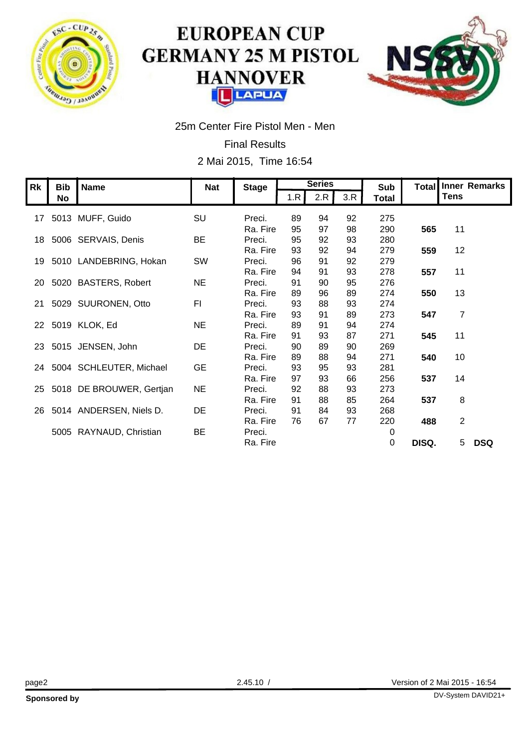# EUROPEAN CUP GERMANY 25 M PISTOL HANNOVER

25m Center Fire Pistol Men - Men

Final Results

2 Mai 2015, Time 16:54

| Rk | Bib No | Name | Nat | Stage | Series 1.R | 2.R | 3.R | Sub Total | Total | Inner Tens | Remarks |
|---|---|---|---|---|---|---|---|---|---|---|---|
| 17 | 5013 | MUFF, Guido | SU | Preci. | 89 | 94 | 92 | 275 | | | |
| | | | | Ra. Fire | 95 | 97 | 98 | 290 | **565** | 11 | |
| 18 | 5006 | SERVAIS, Denis | BE | Preci. | 95 | 92 | 93 | 280 | | | |
| | | | | Ra. Fire | 93 | 92 | 94 | 279 | **559** | 12 | |
| 19 | 5010 | LANDEBRING, Hokan | SW | Preci. | 96 | 91 | 92 | 279 | | | |
| | | | | Ra. Fire | 94 | 91 | 93 | 278 | **557** | 11 | |
| 20 | 5020 | BASTERS, Robert | NE | Preci. | 91 | 90 | 95 | 276 | | | |
| | | | | Ra. Fire | 89 | 96 | 89 | 274 | **550** | 13 | |
| 21 | 5029 | SUURONEN, Otto | FI | Preci. | 93 | 88 | 93 | 274 | | | |
| | | | | Ra. Fire | 93 | 91 | 89 | 273 | **547** | 7 | |
| 22 | 5019 | KLOK, Ed | NE | Preci. | 89 | 91 | 94 | 274 | | | |
| | | | | Ra. Fire | 91 | 93 | 87 | 271 | **545** | 11 | |
| 23 | 5015 | JENSEN, John | DE | Preci. | 90 | 89 | 90 | 269 | | | |
| | | | | Ra. Fire | 89 | 88 | 94 | 271 | **540** | 10 | |
| 24 | 5004 | SCHLEUTER, Michael | GE | Preci. | 93 | 95 | 93 | 281 | | | |
| | | | | Ra. Fire | 97 | 93 | 66 | 256 | **537** | 14 | |
| 25 | 5018 | DE BROUWER, Gertjan | NE | Preci. | 92 | 88 | 93 | 273 | | | |
| | | | | Ra. Fire | 91 | 88 | 85 | 264 | **537** | 8 | |
| 26 | 5014 | ANDERSEN, Niels D. | DE | Preci. | 91 | 84 | 93 | 268 | | | |
| | | | | Ra. Fire | 76 | 67 | 77 | 220 | **488** | 2 | |
| | 5005 | RAYNAUD, Christian | BE | Preci. | | | | 0 | | | |
| | | | | Ra. Fire | | | | 0 | **DISQ.** | 5 | **DSQ** |

2.45.10 /

Version of 2 Mai 2015 - 16:54

**Sponsored by**

DV-System DAVID21+